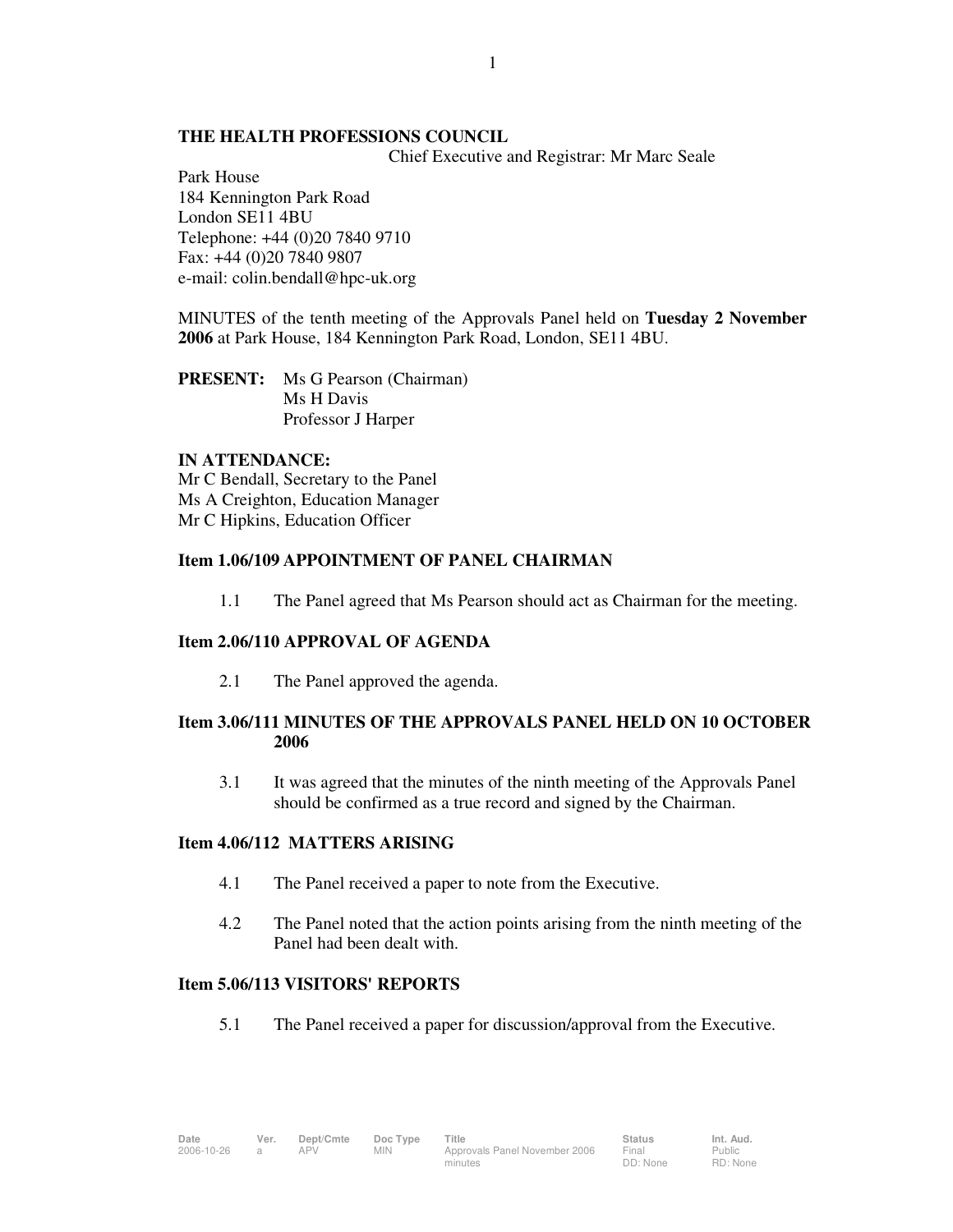**THE HEALTH PROFESSIONS COUNCIL**

Chief Executive and Registrar: Mr Marc Seale

Park House
184 Kennington Park Road
London SE11 4BU
Telephone: +44 (0)20 7840 9710
Fax: +44 (0)20 7840 9807
e-mail: colin.bendall@hpc-uk.org

MINUTES of the tenth meeting of the Approvals Panel held on **Tuesday 2 November 2006** at Park House, 184 Kennington Park Road, London, SE11 4BU.

**PRESENT:** Ms G Pearson (Chairman)
Ms H Davis
Professor J Harper

**IN ATTENDANCE:**
Mr C Bendall, Secretary to the Panel
Ms A Creighton, Education Manager
Mr C Hipkins, Education Officer

**Item 1.06/109 APPOINTMENT OF PANEL CHAIRMAN**

1.1 The Panel agreed that Ms Pearson should act as Chairman for the meeting.

**Item 2.06/110 APPROVAL OF AGENDA**

2.1 The Panel approved the agenda.

**Item 3.06/111 MINUTES OF THE APPROVALS PANEL HELD ON 10 OCTOBER 2006**

3.1 It was agreed that the minutes of the ninth meeting of the Approvals Panel should be confirmed as a true record and signed by the Chairman.

**Item 4.06/112 MATTERS ARISING**

4.1 The Panel received a paper to note from the Executive.

4.2 The Panel noted that the action points arising from the ninth meeting of the Panel had been dealt with.

**Item 5.06/113 VISITORS' REPORTS**

5.1 The Panel received a paper for discussion/approval from the Executive.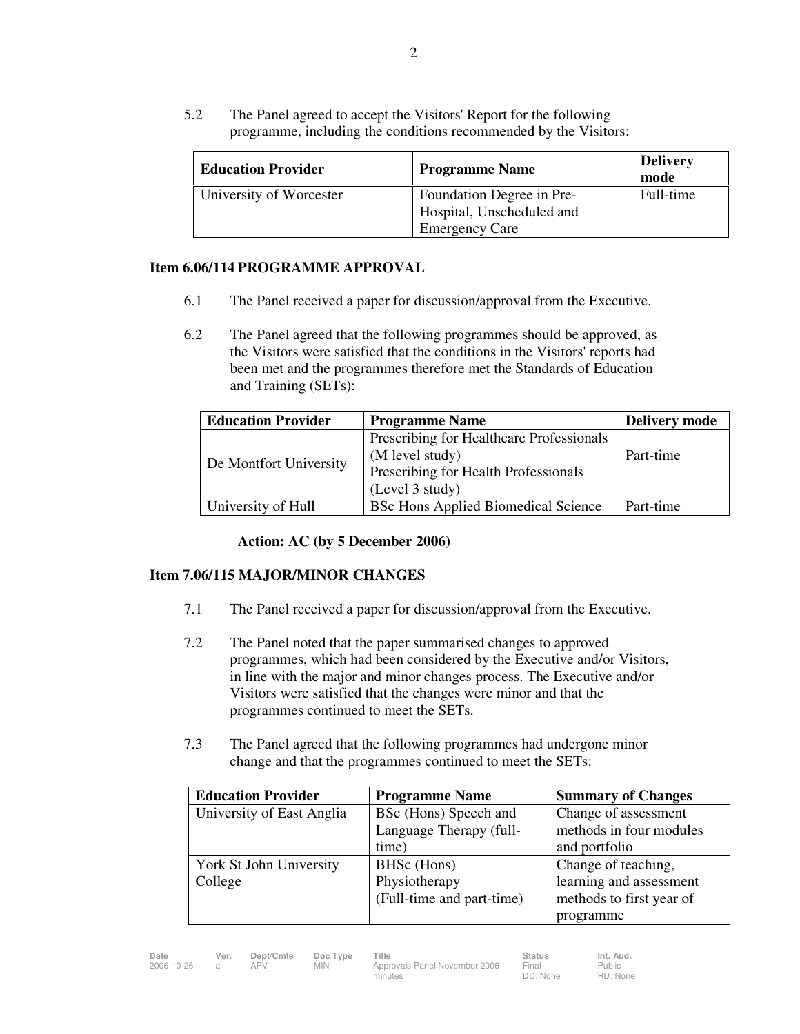5.2 The Panel agreed to accept the Visitors' Report for the following programme, including the conditions recommended by the Visitors:

| Education Provider | Programme Name | Delivery mode |
|---|---|---|
| University of Worcester | Foundation Degree in Pre-Hospital, Unscheduled and Emergency Care | Full-time |

**Item 6.06/114 PROGRAMME APPROVAL**

6.1 The Panel received a paper for discussion/approval from the Executive.

6.2 The Panel agreed that the following programmes should be approved, as the Visitors were satisfied that the conditions in the Visitors' reports had been met and the programmes therefore met the Standards of Education and Training (SETs):

| Education Provider | Programme Name | Delivery mode |
|---|---|---|
| De Montfort University | Prescribing for Healthcare Professionals (M level study)<br>Prescribing for Health Professionals (Level 3 study) | Part-time |
| University of Hull | BSc Hons Applied Biomedical Science | Part-time |

**Action: AC (by 5 December 2006)**

**Item 7.06/115 MAJOR/MINOR CHANGES**

7.1 The Panel received a paper for discussion/approval from the Executive.

7.2 The Panel noted that the paper summarised changes to approved programmes, which had been considered by the Executive and/or Visitors, in line with the major and minor changes process. The Executive and/or Visitors were satisfied that the changes were minor and that the programmes continued to meet the SETs.

7.3 The Panel agreed that the following programmes had undergone minor change and that the programmes continued to meet the SETs:

| Education Provider | Programme Name | Summary of Changes |
|---|---|---|
| University of East Anglia | BSc (Hons) Speech and Language Therapy (full-time) | Change of assessment methods in four modules and portfolio |
| York St John University College | BHSc (Hons) Physiotherapy (Full-time and part-time) | Change of teaching, learning and assessment methods to first year of programme |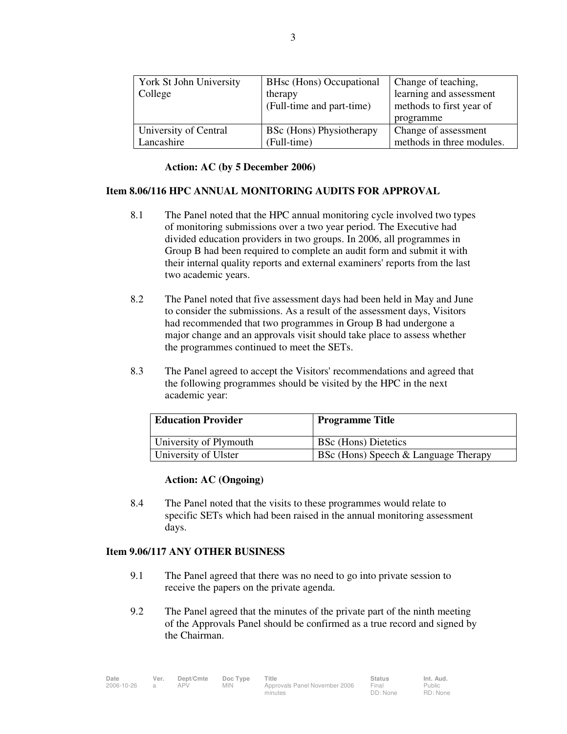| York St John University College | BHsc (Hons) Occupational therapy (Full-time and part-time) | Change of teaching, learning and assessment methods to first year of programme |
|---|---|---|
| University of Central Lancashire | BSc (Hons) Physiotherapy (Full-time) | Change of assessment methods in three modules. |

**Action: AC (by 5 December 2006)**

**Item 8.06/116 HPC ANNUAL MONITORING AUDITS FOR APPROVAL**

8.1 The Panel noted that the HPC annual monitoring cycle involved two types of monitoring submissions over a two year period. The Executive had divided education providers in two groups. In 2006, all programmes in Group B had been required to complete an audit form and submit it with their internal quality reports and external examiners' reports from the last two academic years.

8.2 The Panel noted that five assessment days had been held in May and June to consider the submissions. As a result of the assessment days, Visitors had recommended that two programmes in Group B had undergone a major change and an approvals visit should take place to assess whether the programmes continued to meet the SETs.

8.3 The Panel agreed to accept the Visitors' recommendations and agreed that the following programmes should be visited by the HPC in the next academic year:

| Education Provider | Programme Title |
|---|---|
| University of Plymouth | BSc (Hons) Dietetics |
| University of Ulster | BSc (Hons) Speech & Language Therapy |

**Action: AC (Ongoing)**

8.4 The Panel noted that the visits to these programmes would relate to specific SETs which had been raised in the annual monitoring assessment days.

**Item 9.06/117 ANY OTHER BUSINESS**

9.1 The Panel agreed that there was no need to go into private session to receive the papers on the private agenda.

9.2 The Panel agreed that the minutes of the private part of the ninth meeting of the Approvals Panel should be confirmed as a true record and signed by the Chairman.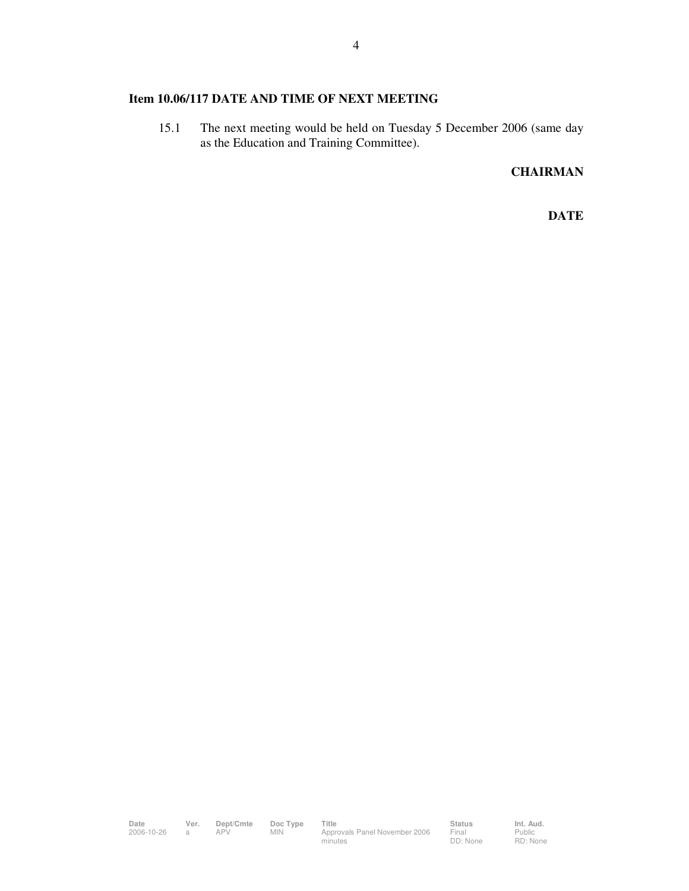**Item 10.06/117 DATE AND TIME OF NEXT MEETING**

15.1 The next meeting would be held on Tuesday 5 December 2006 (same day as the Education and Training Committee).

**CHAIRMAN**

**DATE**